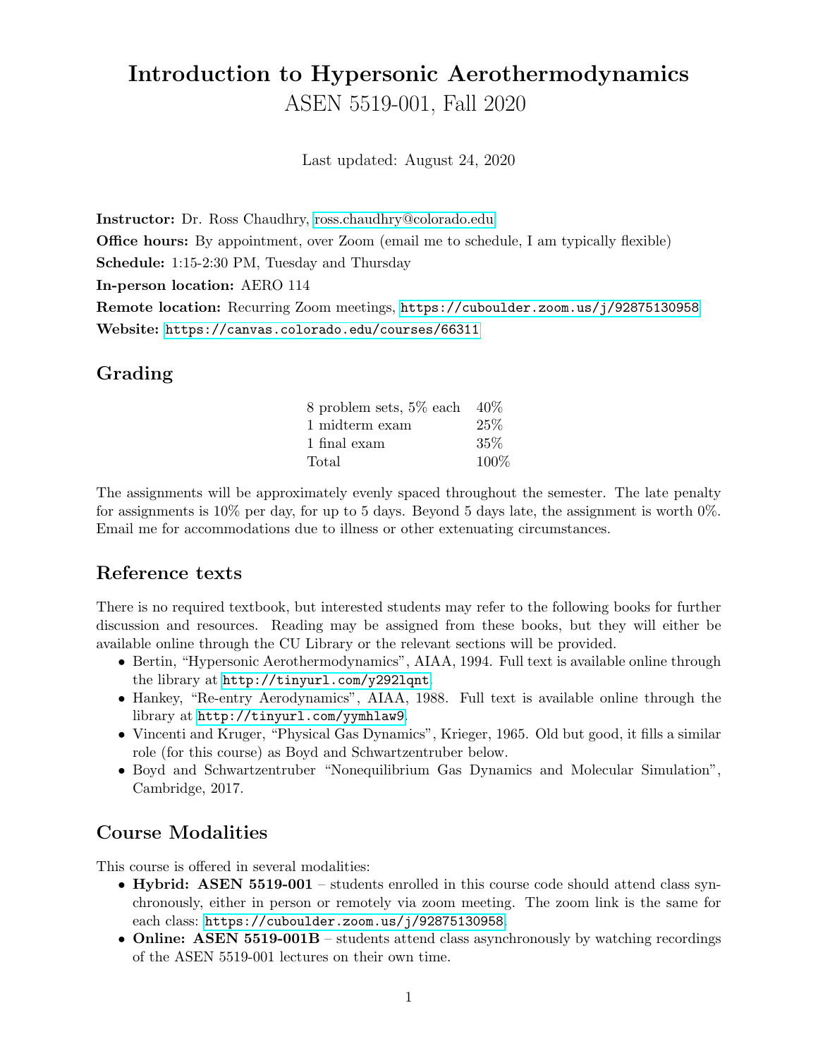# Introduction to Hypersonic Aerothermodynamics

ASEN 5519-001, Fall 2020

Last updated: August 24, 2020

**Instructor:** Dr. Ross Chaudhry, ross.chaudhry@colorado.edu

**Office hours:** By appointment, over Zoom (email me to schedule, I am typically flexible)

**Schedule:** 1:15-2:30 PM, Tuesday and Thursday

**In-person location:** AERO 114

**Remote location:** Recurring Zoom meetings, `https://cuboulder.zoom.us/j/92875130958`

**Website:** `https://canvas.colorado.edu/courses/66311`

## Grading

| | |
|---|---|
| 8 problem sets, 5% each | 40% |
| 1 midterm exam | 25% |
| 1 final exam | 35% |
| Total | 100% |

The assignments will be approximately evenly spaced throughout the semester. The late penalty for assignments is 10% per day, for up to 5 days. Beyond 5 days late, the assignment is worth 0%. Email me for accommodations due to illness or other extenuating circumstances.

## Reference texts

There is no required textbook, but interested students may refer to the following books for further discussion and resources. Reading may be assigned from these books, but they will either be available online through the CU Library or the relevant sections will be provided.

- Bertin, "Hypersonic Aerothermodynamics", AIAA, 1994. Full text is available online through the library at `http://tinyurl.com/y292lqnt`.
- Hankey, "Re-entry Aerodynamics", AIAA, 1988. Full text is available online through the library at `http://tinyurl.com/yymhlaw9`.
- Vincenti and Kruger, "Physical Gas Dynamics", Krieger, 1965. Old but good, it fills a similar role (for this course) as Boyd and Schwartzentruber below.
- Boyd and Schwartzentruber "Nonequilibrium Gas Dynamics and Molecular Simulation", Cambridge, 2017.

## Course Modalities

This course is offered in several modalities:

- **Hybrid: ASEN 5519-001** – students enrolled in this course code should attend class synchronously, either in person or remotely via zoom meeting. The zoom link is the same for each class: `https://cuboulder.zoom.us/j/92875130958`.
- **Online: ASEN 5519-001B** – students attend class asynchronously by watching recordings of the ASEN 5519-001 lectures on their own time.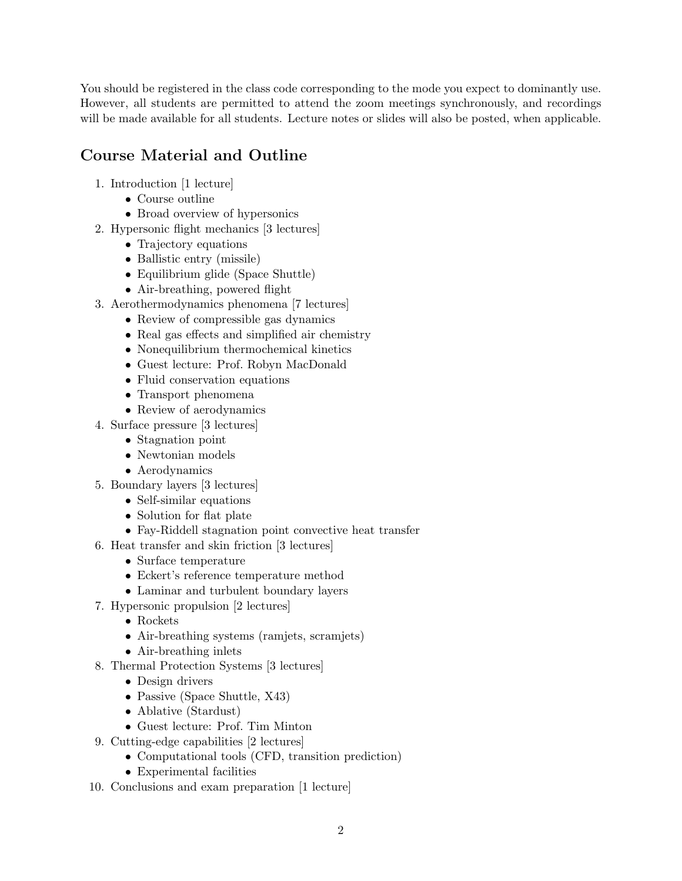You should be registered in the class code corresponding to the mode you expect to dominantly use. However, all students are permitted to attend the zoom meetings synchronously, and recordings will be made available for all students. Lecture notes or slides will also be posted, when applicable.

## Course Material and Outline

1. Introduction [1 lecture]
   - Course outline
   - Broad overview of hypersonics
2. Hypersonic flight mechanics [3 lectures]
   - Trajectory equations
   - Ballistic entry (missile)
   - Equilibrium glide (Space Shuttle)
   - Air-breathing, powered flight
3. Aerothermodynamics phenomena [7 lectures]
   - Review of compressible gas dynamics
   - Real gas effects and simplified air chemistry
   - Nonequilibrium thermochemical kinetics
   - Guest lecture: Prof. Robyn MacDonald
   - Fluid conservation equations
   - Transport phenomena
   - Review of aerodynamics
4. Surface pressure [3 lectures]
   - Stagnation point
   - Newtonian models
   - Aerodynamics
5. Boundary layers [3 lectures]
   - Self-similar equations
   - Solution for flat plate
   - Fay-Riddell stagnation point convective heat transfer
6. Heat transfer and skin friction [3 lectures]
   - Surface temperature
   - Eckert's reference temperature method
   - Laminar and turbulent boundary layers
7. Hypersonic propulsion [2 lectures]
   - Rockets
   - Air-breathing systems (ramjets, scramjets)
   - Air-breathing inlets
8. Thermal Protection Systems [3 lectures]
   - Design drivers
   - Passive (Space Shuttle, X43)
   - Ablative (Stardust)
   - Guest lecture: Prof. Tim Minton
9. Cutting-edge capabilities [2 lectures]
   - Computational tools (CFD, transition prediction)
   - Experimental facilities
10. Conclusions and exam preparation [1 lecture]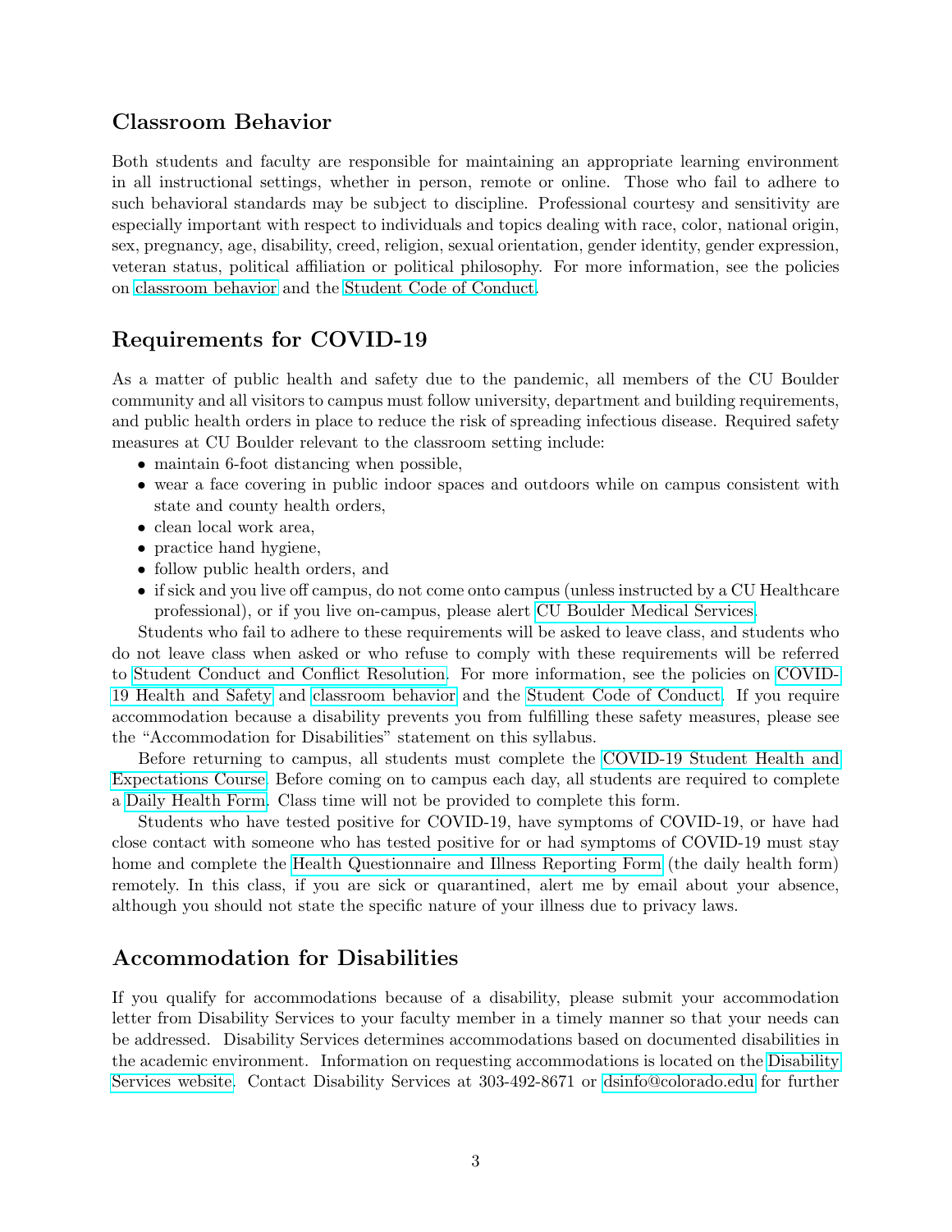## Classroom Behavior

Both students and faculty are responsible for maintaining an appropriate learning environment in all instructional settings, whether in person, remote or online. Those who fail to adhere to such behavioral standards may be subject to discipline. Professional courtesy and sensitivity are especially important with respect to individuals and topics dealing with race, color, national origin, sex, pregnancy, age, disability, creed, religion, sexual orientation, gender identity, gender expression, veteran status, political affiliation or political philosophy. For more information, see the policies on classroom behavior and the Student Code of Conduct.

## Requirements for COVID-19

As a matter of public health and safety due to the pandemic, all members of the CU Boulder community and all visitors to campus must follow university, department and building requirements, and public health orders in place to reduce the risk of spreading infectious disease. Required safety measures at CU Boulder relevant to the classroom setting include:

- maintain 6-foot distancing when possible,
- wear a face covering in public indoor spaces and outdoors while on campus consistent with state and county health orders,
- clean local work area,
- practice hand hygiene,
- follow public health orders, and
- if sick and you live off campus, do not come onto campus (unless instructed by a CU Healthcare professional), or if you live on-campus, please alert CU Boulder Medical Services.

Students who fail to adhere to these requirements will be asked to leave class, and students who do not leave class when asked or who refuse to comply with these requirements will be referred to Student Conduct and Conflict Resolution. For more information, see the policies on COVID-19 Health and Safety and classroom behavior and the Student Code of Conduct. If you require accommodation because a disability prevents you from fulfilling these safety measures, please see the "Accommodation for Disabilities" statement on this syllabus.

Before returning to campus, all students must complete the COVID-19 Student Health and Expectations Course. Before coming on to campus each day, all students are required to complete a Daily Health Form. Class time will not be provided to complete this form.

Students who have tested positive for COVID-19, have symptoms of COVID-19, or have had close contact with someone who has tested positive for or had symptoms of COVID-19 must stay home and complete the Health Questionnaire and Illness Reporting Form (the daily health form) remotely. In this class, if you are sick or quarantined, alert me by email about your absence, although you should not state the specific nature of your illness due to privacy laws.

## Accommodation for Disabilities

If you qualify for accommodations because of a disability, please submit your accommodation letter from Disability Services to your faculty member in a timely manner so that your needs can be addressed. Disability Services determines accommodations based on documented disabilities in the academic environment. Information on requesting accommodations is located on the Disability Services website. Contact Disability Services at 303-492-8671 or dsinfo@colorado.edu for further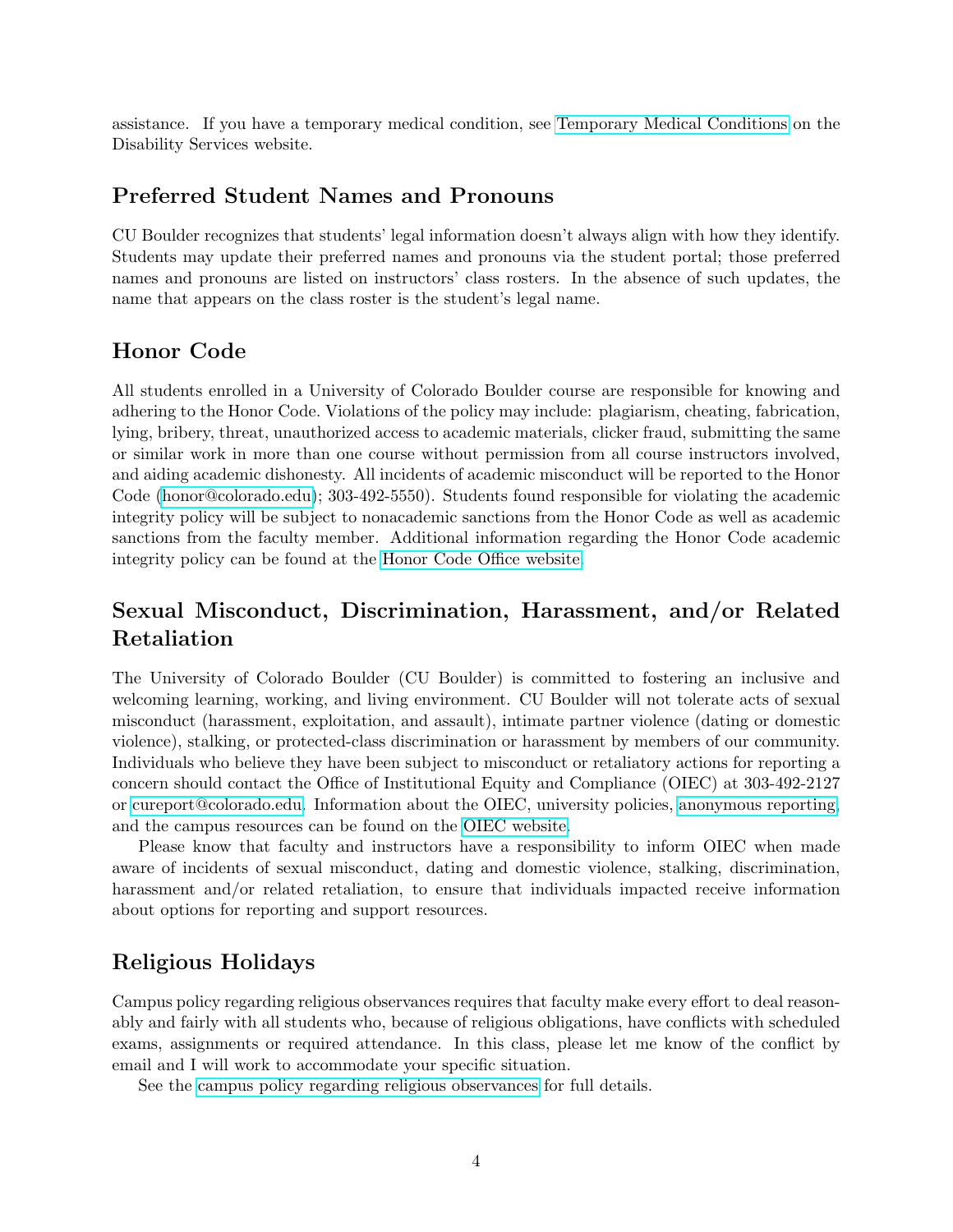assistance. If you have a temporary medical condition, see Temporary Medical Conditions on the Disability Services website.

## Preferred Student Names and Pronouns

CU Boulder recognizes that students' legal information doesn't always align with how they identify. Students may update their preferred names and pronouns via the student portal; those preferred names and pronouns are listed on instructors' class rosters. In the absence of such updates, the name that appears on the class roster is the student's legal name.

## Honor Code

All students enrolled in a University of Colorado Boulder course are responsible for knowing and adhering to the Honor Code. Violations of the policy may include: plagiarism, cheating, fabrication, lying, bribery, threat, unauthorized access to academic materials, clicker fraud, submitting the same or similar work in more than one course without permission from all course instructors involved, and aiding academic dishonesty. All incidents of academic misconduct will be reported to the Honor Code (honor@colorado.edu); 303-492-5550). Students found responsible for violating the academic integrity policy will be subject to nonacademic sanctions from the Honor Code as well as academic sanctions from the faculty member. Additional information regarding the Honor Code academic integrity policy can be found at the Honor Code Office website.

## Sexual Misconduct, Discrimination, Harassment, and/or Related Retaliation

The University of Colorado Boulder (CU Boulder) is committed to fostering an inclusive and welcoming learning, working, and living environment. CU Boulder will not tolerate acts of sexual misconduct (harassment, exploitation, and assault), intimate partner violence (dating or domestic violence), stalking, or protected-class discrimination or harassment by members of our community. Individuals who believe they have been subject to misconduct or retaliatory actions for reporting a concern should contact the Office of Institutional Equity and Compliance (OIEC) at 303-492-2127 or cureport@colorado.edu. Information about the OIEC, university policies, anonymous reporting, and the campus resources can be found on the OIEC website.

Please know that faculty and instructors have a responsibility to inform OIEC when made aware of incidents of sexual misconduct, dating and domestic violence, stalking, discrimination, harassment and/or related retaliation, to ensure that individuals impacted receive information about options for reporting and support resources.

## Religious Holidays

Campus policy regarding religious observances requires that faculty make every effort to deal reasonably and fairly with all students who, because of religious obligations, have conflicts with scheduled exams, assignments or required attendance. In this class, please let me know of the conflict by email and I will work to accommodate your specific situation.

See the campus policy regarding religious observances for full details.